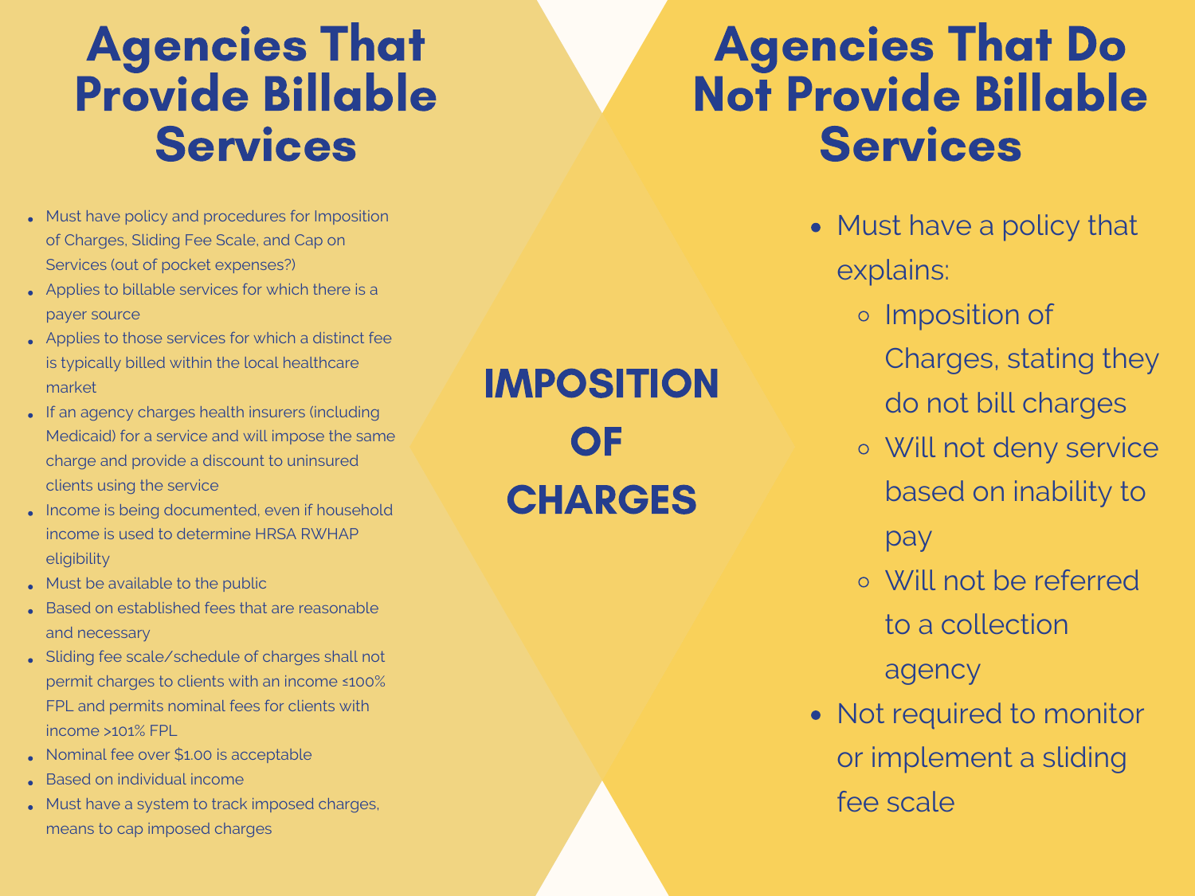# Imposition of Charges

## Agencies That Provide Billable Services

- Must have policy and procedures for Imposition of Charges, Sliding Fee Scale, and Cap on Services (out of pocket expenses?)
- Applies to billable services for which there is a payer source
- Applies to those services for which a distinct fee is typically billed within the local healthcare market
- If an agency charges health insurers (including Medicaid) for a service and will impose the same charge and provide a discount to uninsured clients using the service
- Income is being documented, even if household income is used to determine HRSA RWHAP eligibility
- Must be available to the public
- Based on established fees that are reasonable and necessary
- Sliding fee scale/schedule of charges shall not permit charges to clients with an income ≤100% FPL and permits nominal fees for clients with income >101% FPL
- Nominal fee over $1.00 is acceptable
- Based on individual income
- Must have a system to track imposed charges, means to cap imposed charges

## Agencies That Do Not Provide Billable Services

- Must have a policy that explains:
  - Imposition of Charges, stating they do not bill charges
  - Will not deny service based on inability to pay
  - Will not be referred to a collection agency
- Not required to monitor or implement a sliding fee scale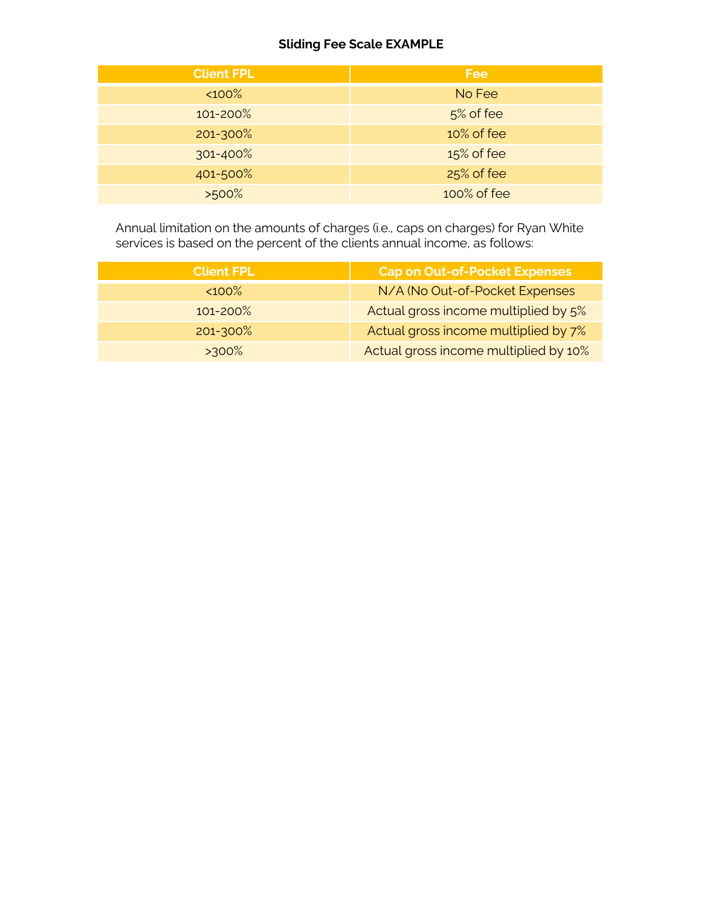**Sliding Fee Scale EXAMPLE**

| Client FPL | Fee |
|---|---|
| <100% | No Fee |
| 101-200% | 5% of fee |
| 201-300% | 10% of fee |
| 301-400% | 15% of fee |
| 401-500% | 25% of fee |
| >500% | 100% of fee |

Annual limitation on the amounts of charges (i.e., caps on charges) for Ryan White services is based on the percent of the clients annual income, as follows:

| Client FPL | Cap on Out-of-Pocket Expenses |
|---|---|
| <100% | N/A (No Out-of-Pocket Expenses |
| 101-200% | Actual gross income multiplied by 5% |
| 201-300% | Actual gross income multiplied by 7% |
| >300% | Actual gross income multiplied by 10% |